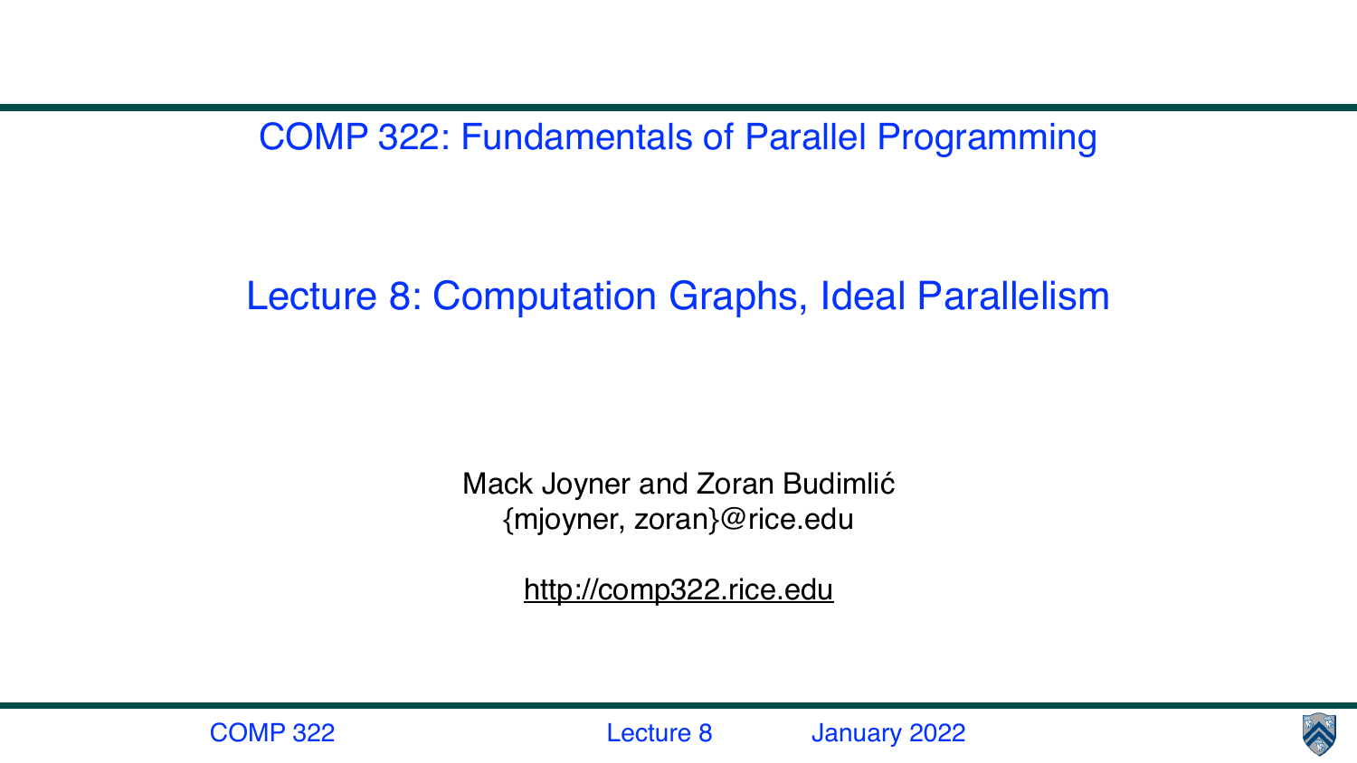# COMP 322: Fundamentals of Parallel Programming

## Lecture 8: Computation Graphs, Ideal Parallelism

Mack Joyner and Zoran Budimlić
{mjoyner, zoran}@rice.edu

http://comp322.rice.edu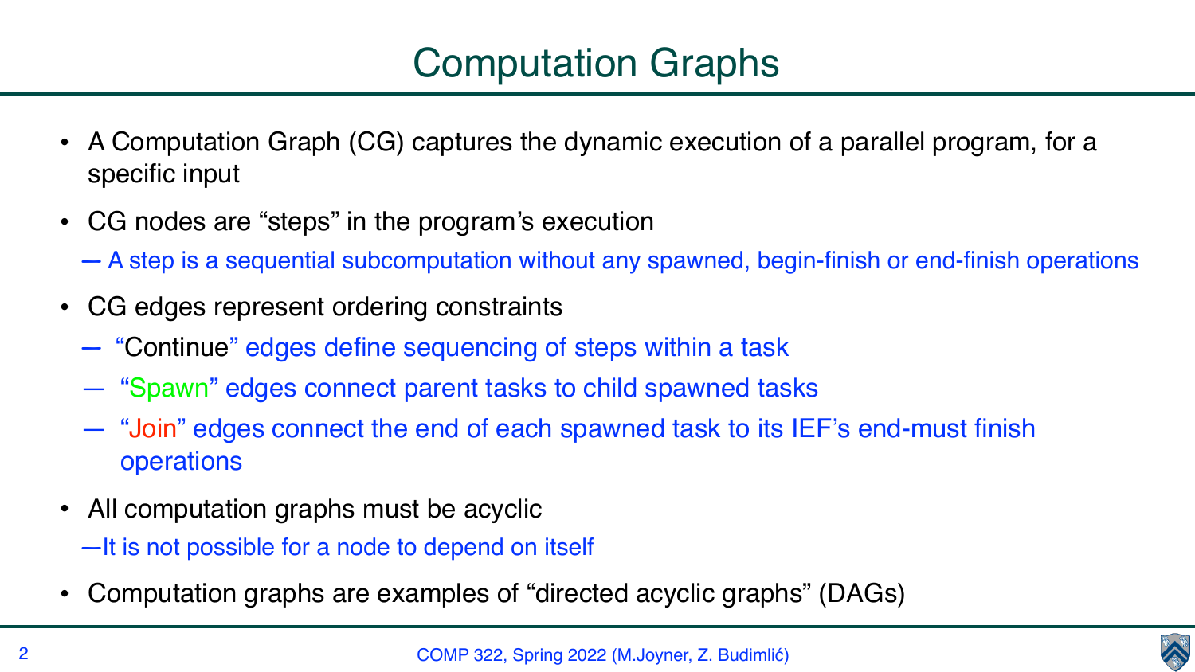# Computation Graphs

- A Computation Graph (CG) captures the dynamic execution of a parallel program, for a specific input
- CG nodes are "steps" in the program's execution
  - A step is a sequential subcomputation without any spawned, begin-finish or end-finish operations
- CG edges represent ordering constraints
  - "Continue" edges define sequencing of steps within a task
  - "Spawn" edges connect parent tasks to child spawned tasks
  - "Join" edges connect the end of each spawned task to its IEF's end-must finish operations
- All computation graphs must be acyclic
  - It is not possible for a node to depend on itself
- Computation graphs are examples of "directed acyclic graphs" (DAGs)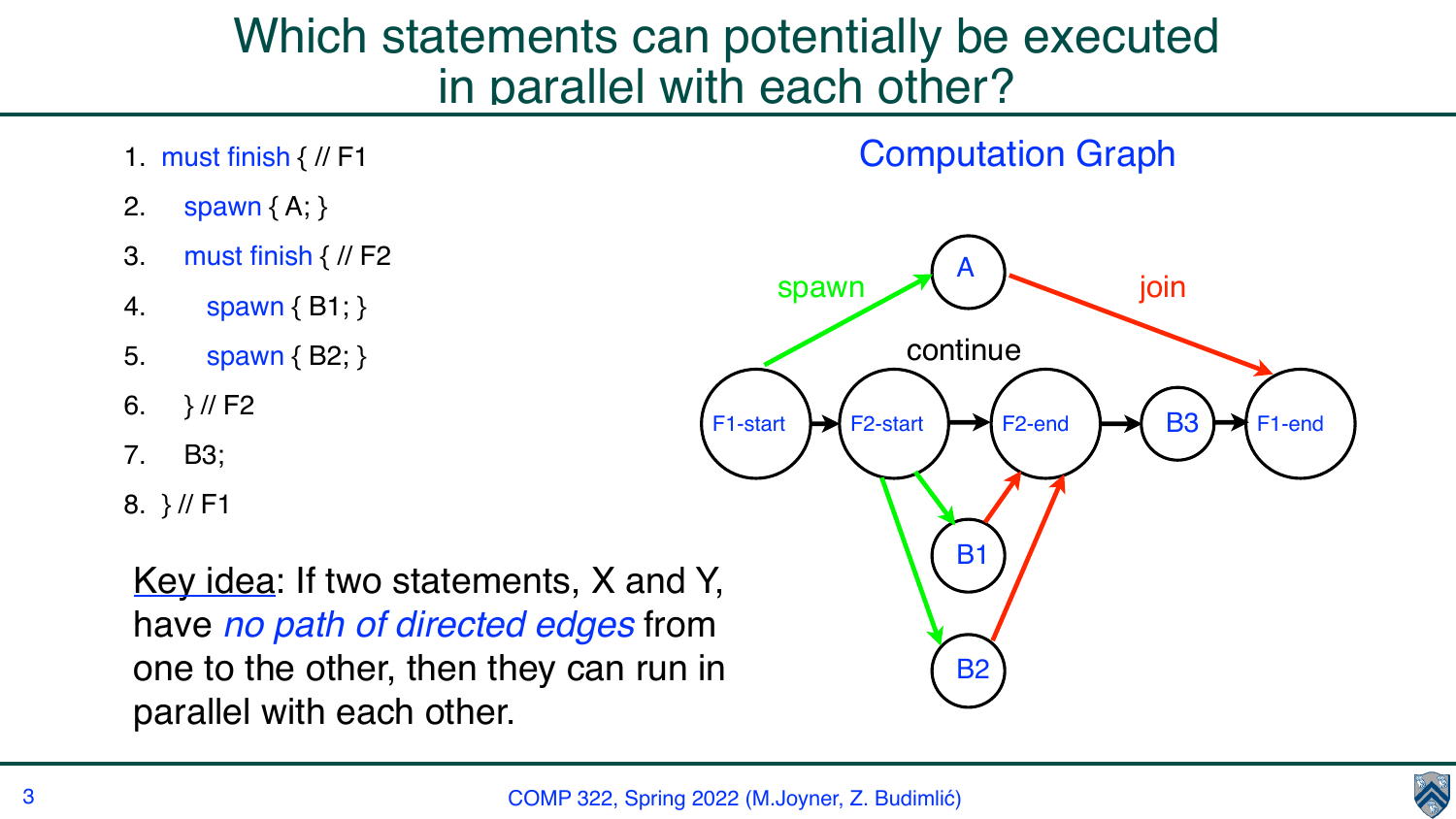# Which statements can potentially be executed in parallel with each other?

```
1. must finish { // F1
2.   spawn { A; }
3.   must finish { // F2
4.     spawn { B1; }
5.     spawn { B2; }
6.   } // F2
7.   B3;
8. } // F1
```

Computation Graph

spawn

A

join

continue

F1-start, F2-start, F2-end, B3, F1-end

B1

B2

Key idea: If two statements, X and Y, have *no path of directed edges* from one to the other, then they can run in parallel with each other.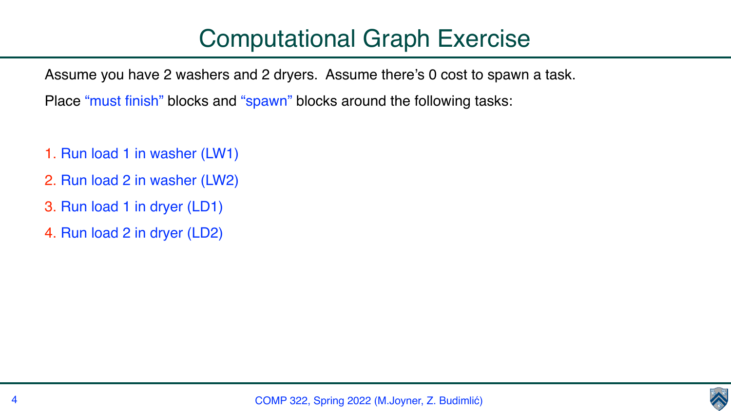# Computational Graph Exercise

Assume you have 2 washers and 2 dryers. Assume there's 0 cost to spawn a task.

Place "must finish" blocks and "spawn" blocks around the following tasks:

1. Run load 1 in washer (LW1)
2. Run load 2 in washer (LW2)
3. Run load 1 in dryer (LD1)
4. Run load 2 in dryer (LD2)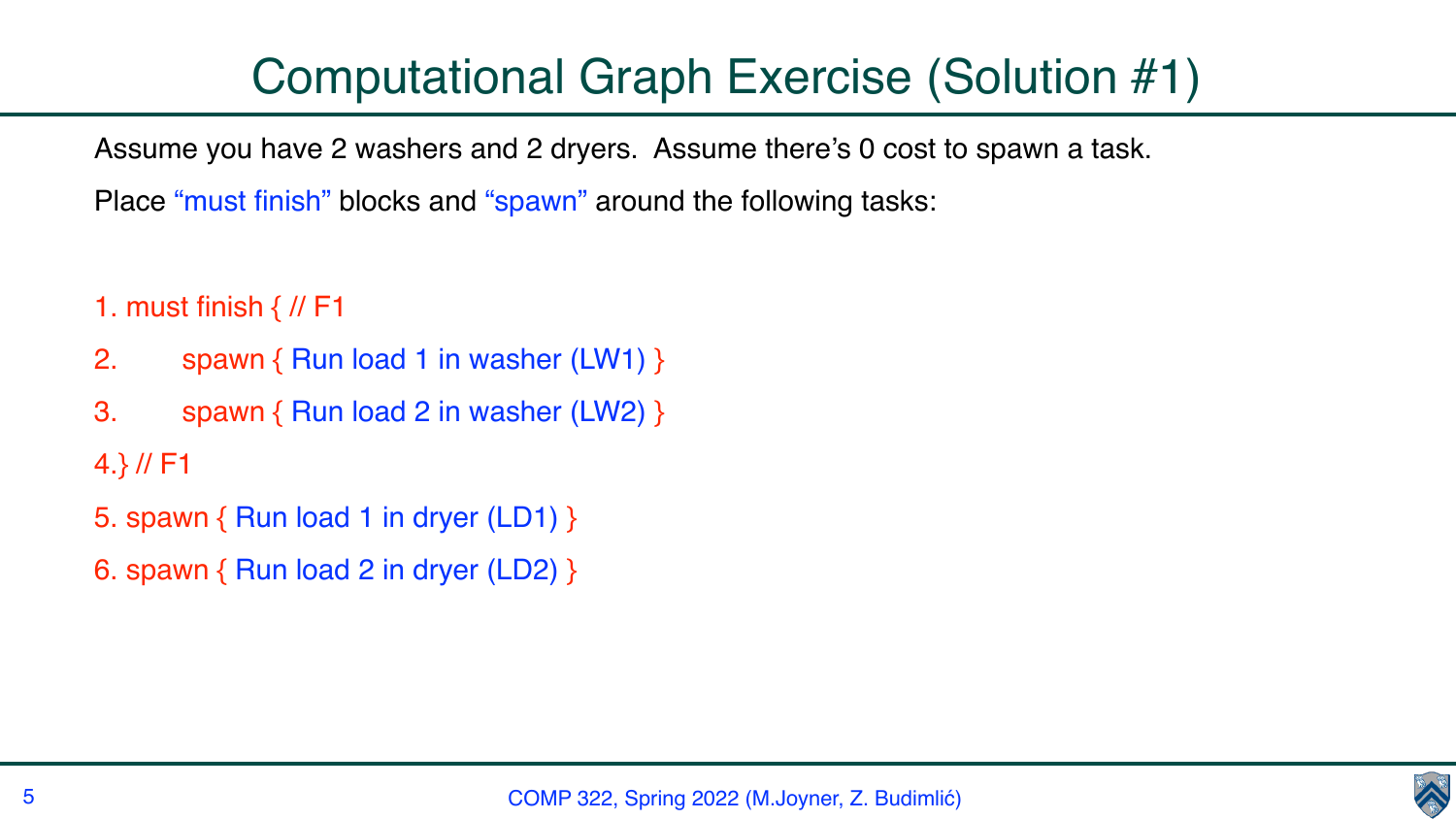# Computational Graph Exercise (Solution #1)

Assume you have 2 washers and 2 dryers. Assume there's 0 cost to spawn a task.

Place "must finish" blocks and "spawn" around the following tasks:

```
1. must finish { // F1
2.       spawn { Run load 1 in washer (LW1) }
3.       spawn { Run load 2 in washer (LW2) }
4.} // F1
5. spawn { Run load 1 in dryer (LD1) }
6. spawn { Run load 2 in dryer (LD2) }
```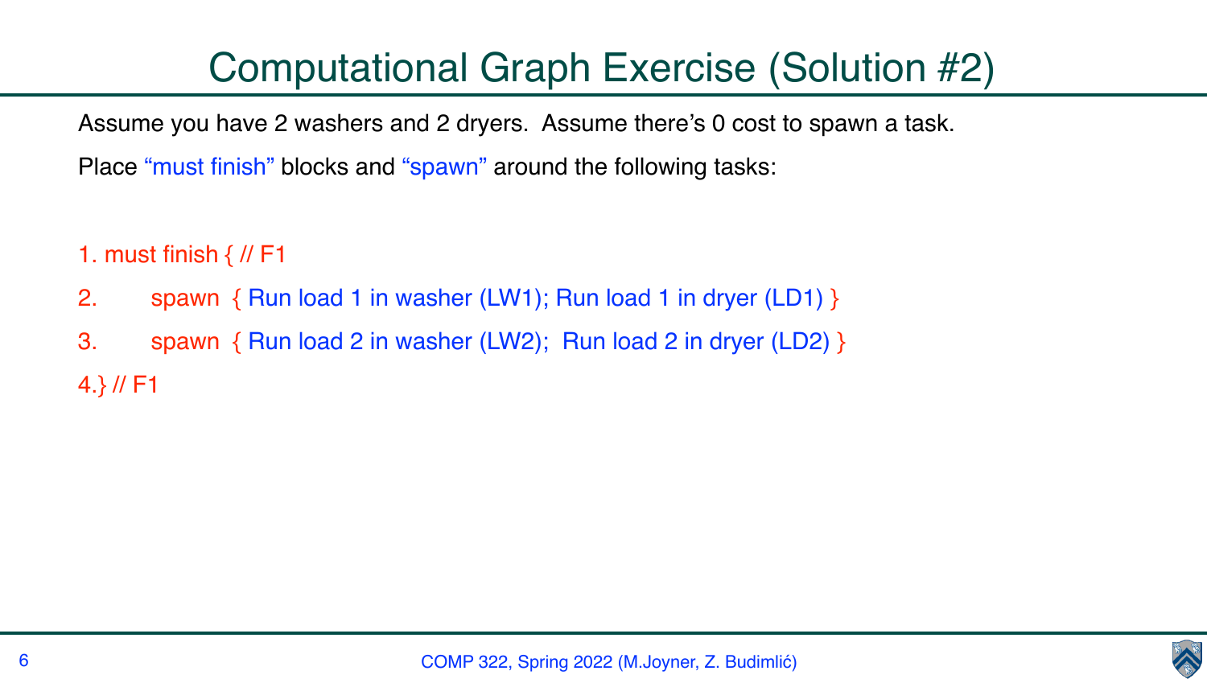# Computational Graph Exercise (Solution #2)

Assume you have 2 washers and 2 dryers. Assume there's 0 cost to spawn a task.

Place "must finish" blocks and "spawn" around the following tasks:

```
1. must finish { // F1
2.       spawn  { Run load 1 in washer (LW1); Run load 1 in dryer (LD1) }
3.       spawn  { Run load 2 in washer (LW2);  Run load 2 in dryer (LD2) }
4.} // F1
```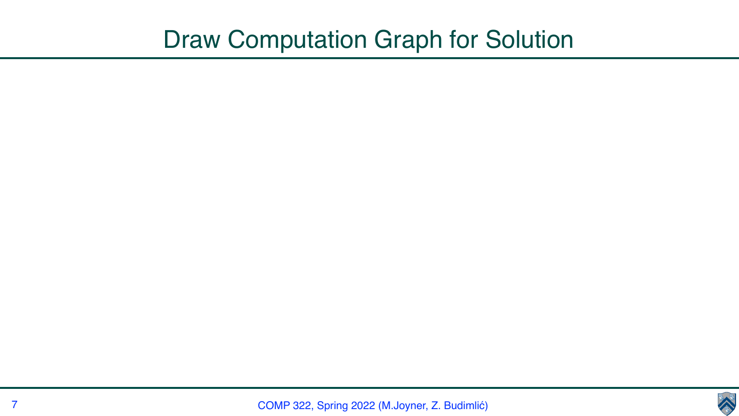# Draw Computation Graph for Solution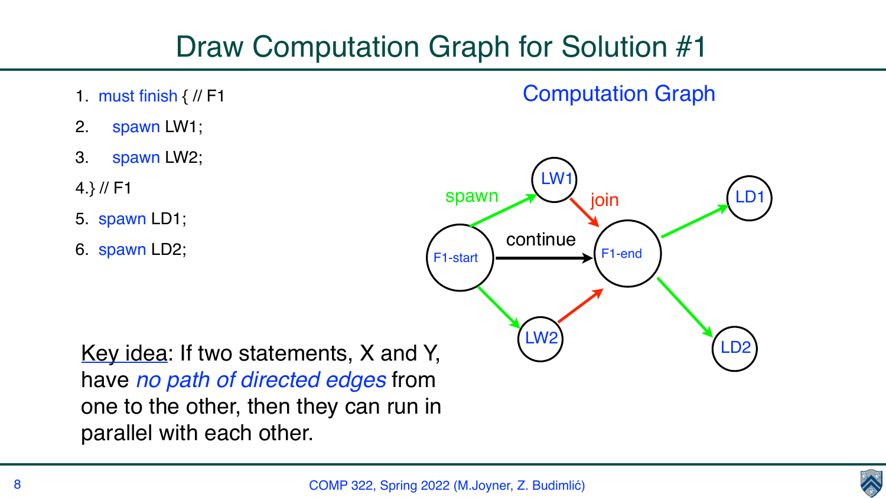# Draw Computation Graph for Solution #1

```
1. must finish { // F1
2.   spawn LW1;
3.   spawn LW2;
4.} // F1
5. spawn LD1;
6. spawn LD2;
```

## Computation Graph

spawn

LW1

join

LD1

F1-start

continue

F1-end

LW2

LD2

Key idea: If two statements, X and Y, have *no path of directed edges* from one to the other, then they can run in parallel with each other.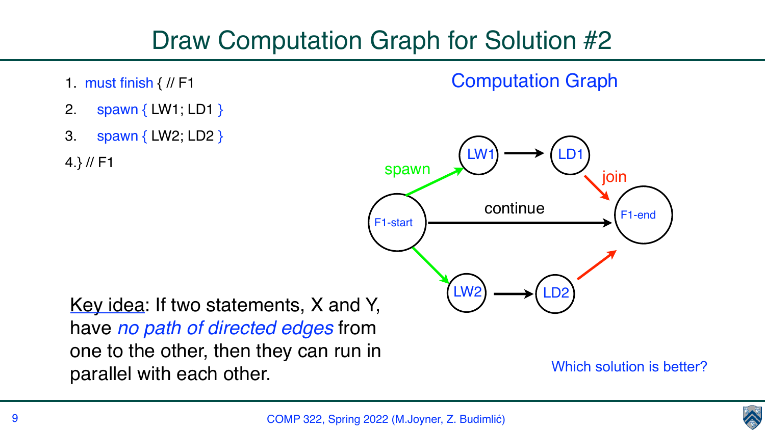# Draw Computation Graph for Solution #2

```
1. must finish { // F1
2.     spawn { LW1; LD1 }
3.     spawn { LW2; LD2 }
4.} // F1
```

## Computation Graph

spawn

LW1 → LD1

join

F1-start — continue → F1-end

LW2 → LD2

Key idea: If two statements, X and Y, have *no path of directed edges* from one to the other, then they can run in parallel with each other.

Which solution is better?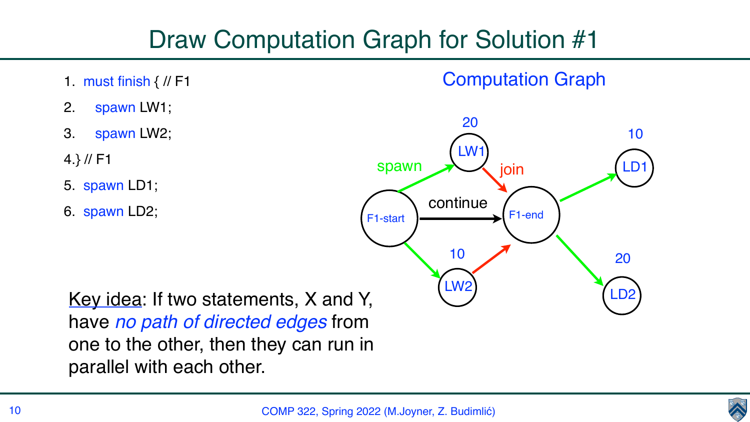# Draw Computation Graph for Solution #1

```
1. must finish { // F1
2.    spawn LW1;
3.    spawn LW2;
4.} // F1
5. spawn LD1;
6. spawn LD2;
```

## Computation Graph

Key idea: If two statements, X and Y, have *no path of directed edges* from one to the other, then they can run in parallel with each other.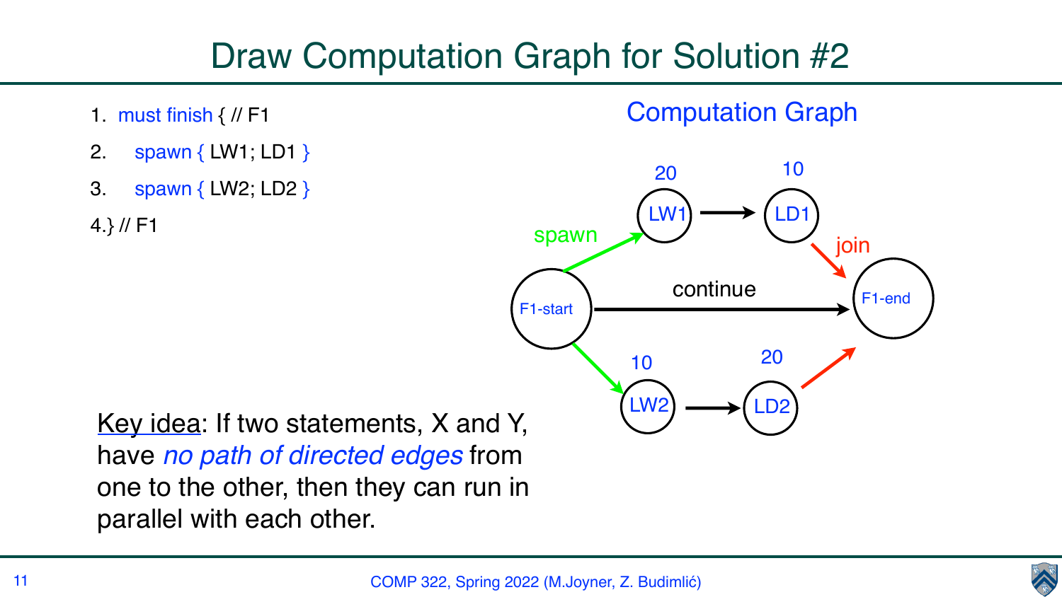# Draw Computation Graph for Solution #2

```
1. must finish { // F1
2.    spawn { LW1; LD1 }
3.    spawn { LW2; LD2 }
4.} // F1
```

## Computation Graph

- F1-start → (spawn) → LW1 (20) → LD1 (10) → (join) → F1-end
- F1-start → (continue) → F1-end
- F1-start → (spawn) → LW2 (10) → LD2 (20) → (join) → F1-end

Key idea: If two statements, X and Y, have *no path of directed edges* from one to the other, then they can run in parallel with each other.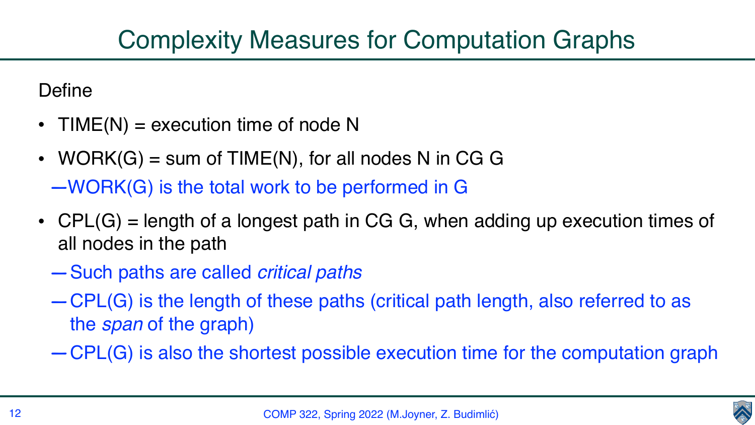# Complexity Measures for Computation Graphs

Define

- TIME(N) = execution time of node N
- WORK(G) = sum of TIME(N), for all nodes N in CG G
  - WORK(G) is the total work to be performed in G
- CPL(G) = length of a longest path in CG G, when adding up execution times of all nodes in the path
  - Such paths are called *critical paths*
  - CPL(G) is the length of these paths (critical path length, also referred to as the *span* of the graph)
  - CPL(G) is also the shortest possible execution time for the computation graph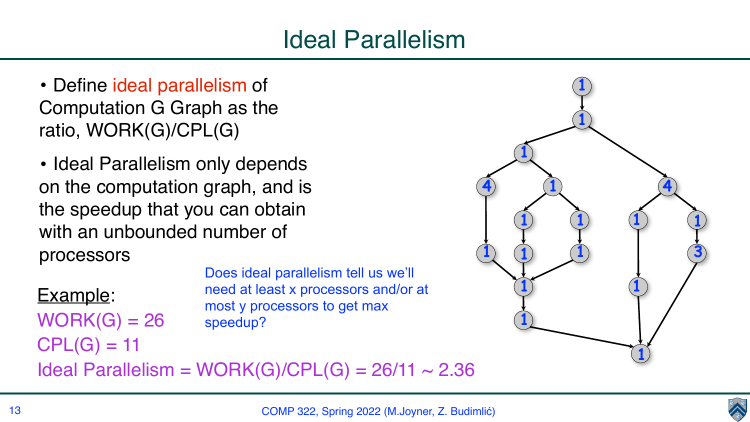# Ideal Parallelism

- Define ideal parallelism of Computation G Graph as the ratio, WORK(G)/CPL(G)
- Ideal Parallelism only depends on the computation graph, and is the speedup that you can obtain with an unbounded number of processors

Does ideal parallelism tell us we'll need at least x processors and/or at most y processors to get max speedup?

Example:

WORK(G) = 26

CPL(G) = 11

Ideal Parallelism = WORK(G)/CPL(G) = 26/11 ~ 2.36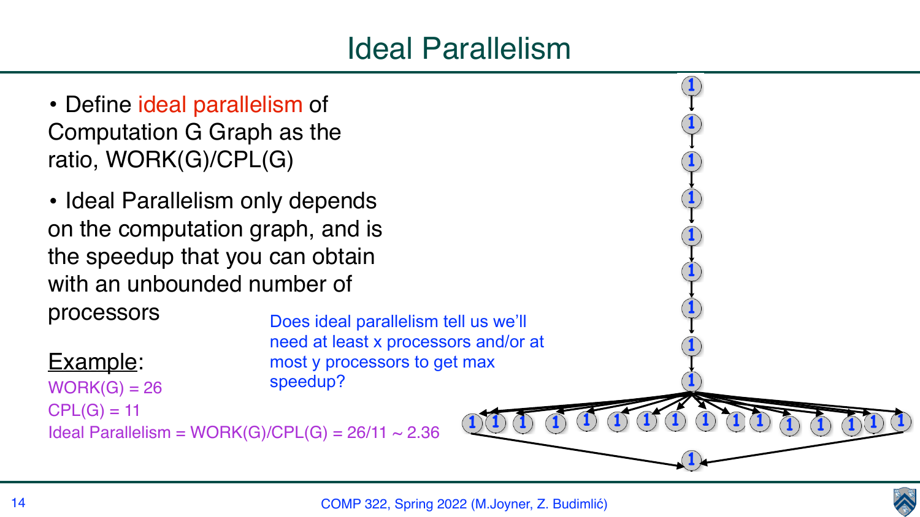# Ideal Parallelism

- Define ideal parallelism of Computation G Graph as the ratio, WORK(G)/CPL(G)
- Ideal Parallelism only depends on the computation graph, and is the speedup that you can obtain with an unbounded number of processors

Does ideal parallelism tell us we'll need at least x processors and/or at most y processors to get max speedup?

Example:

WORK(G) = 26

CPL(G) = 11

Ideal Parallelism = WORK(G)/CPL(G) = 26/11 ~ 2.36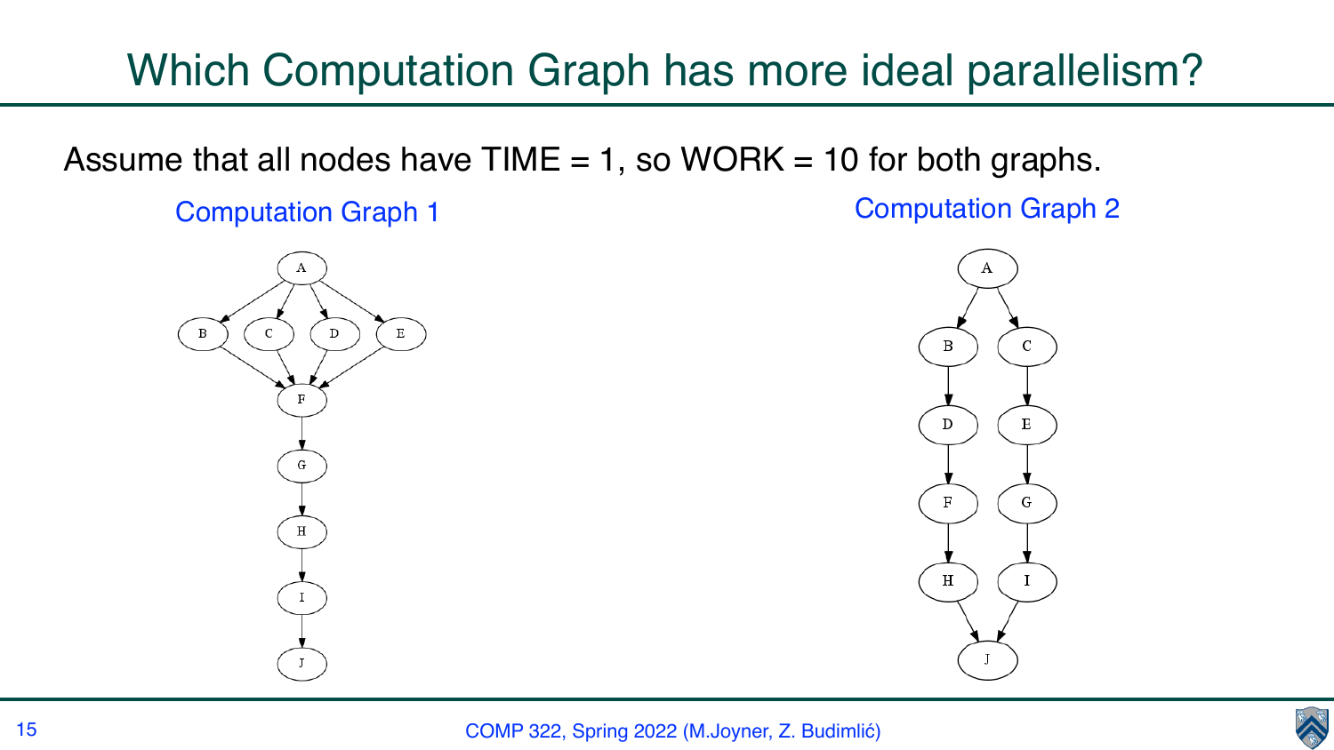# Which Computation Graph has more ideal parallelism?

Assume that all nodes have TIME = 1, so WORK = 10 for both graphs.

Computation Graph 1

Computation Graph 2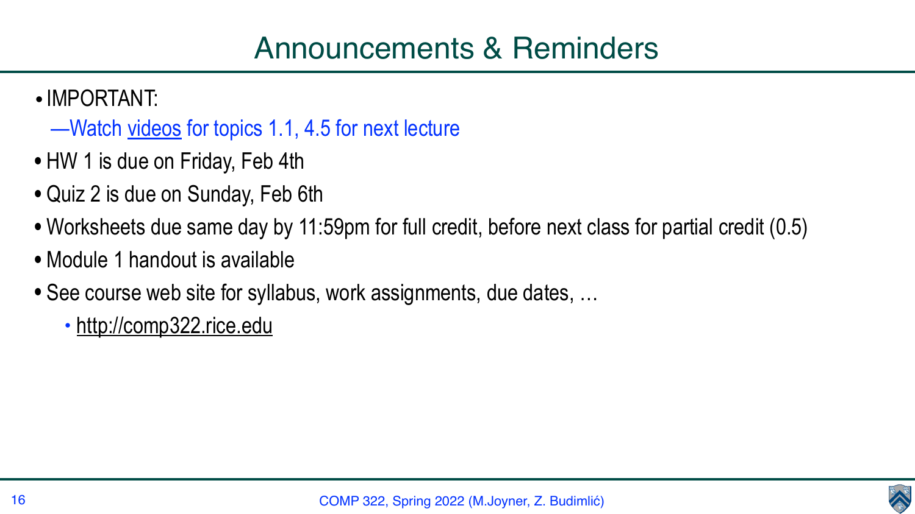# Announcements & Reminders

- IMPORTANT:
  - —Watch videos for topics 1.1, 4.5 for next lecture
- HW 1 is due on Friday, Feb 4th
- Quiz 2 is due on Sunday, Feb 6th
- Worksheets due same day by 11:59pm for full credit, before next class for partial credit (0.5)
- Module 1 handout is available
- See course web site for syllabus, work assignments, due dates, …
  - http://comp322.rice.edu